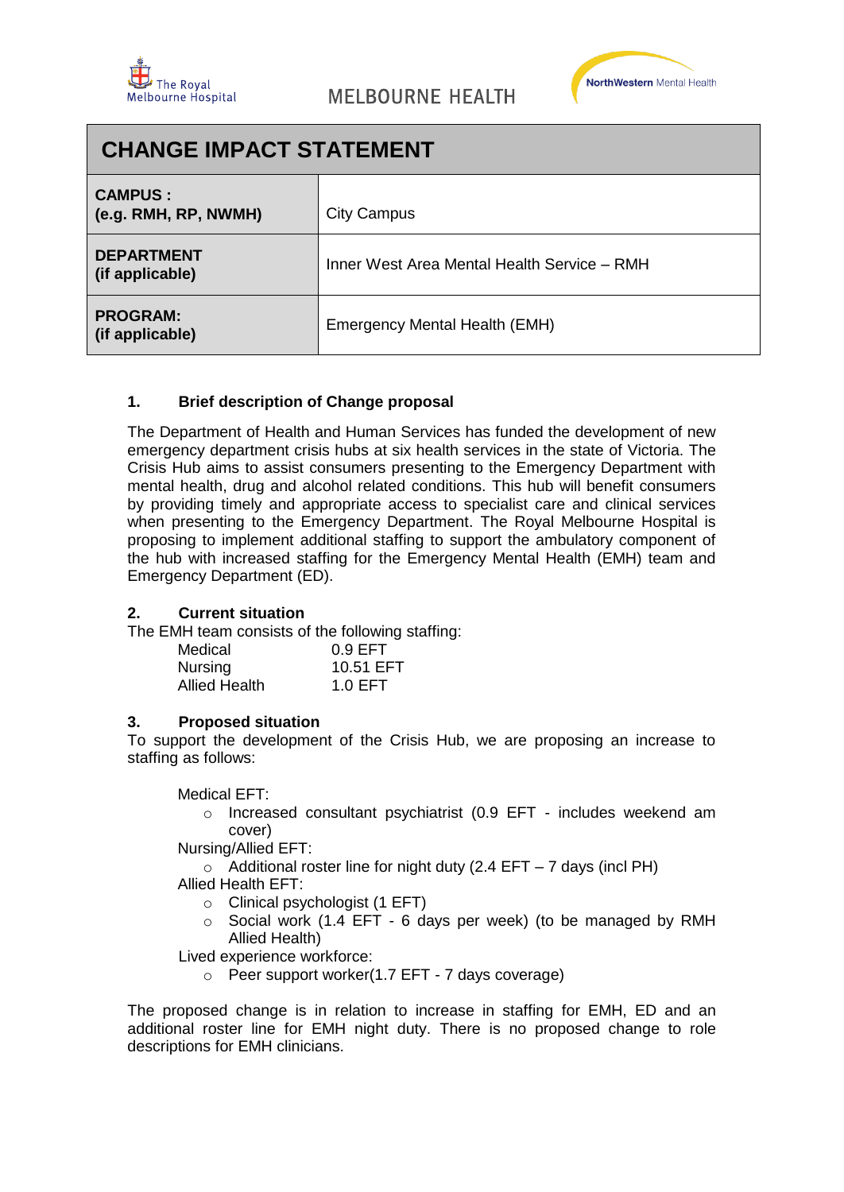The Royal Melbourne Hospital

MELBOURNE HEALTH

NorthWestern Mental Health

# CHANGE IMPACT STATEMENT

| | |
|---|---|
| **CAMPUS :** **(e.g. RMH, RP, NWMH)** | City Campus |
| **DEPARTMENT** **(if applicable)** | Inner West Area Mental Health Service – RMH |
| **PROGRAM:** **(if applicable)** | Emergency Mental Health (EMH) |

## 1. Brief description of Change proposal

The Department of Health and Human Services has funded the development of new emergency department crisis hubs at six health services in the state of Victoria. The Crisis Hub aims to assist consumers presenting to the Emergency Department with mental health, drug and alcohol related conditions. This hub will benefit consumers by providing timely and appropriate access to specialist care and clinical services when presenting to the Emergency Department. The Royal Melbourne Hospital is proposing to implement additional staffing to support the ambulatory component of the hub with increased staffing for the Emergency Mental Health (EMH) team and Emergency Department (ED).

## 2. Current situation

The EMH team consists of the following staffing:

| | |
|---|---|
| Medical | 0.9 EFT |
| Nursing | 10.51 EFT |
| Allied Health | 1.0 EFT |

## 3. Proposed situation

To support the development of the Crisis Hub, we are proposing an increase to staffing as follows:

Medical EFT:

- Increased consultant psychiatrist (0.9 EFT - includes weekend am cover)

Nursing/Allied EFT:

- Additional roster line for night duty (2.4 EFT – 7 days (incl PH)

Allied Health EFT:

- Clinical psychologist (1 EFT)
- Social work (1.4 EFT - 6 days per week) (to be managed by RMH Allied Health)

Lived experience workforce:

- Peer support worker(1.7 EFT - 7 days coverage)

The proposed change is in relation to increase in staffing for EMH, ED and an additional roster line for EMH night duty. There is no proposed change to role descriptions for EMH clinicians.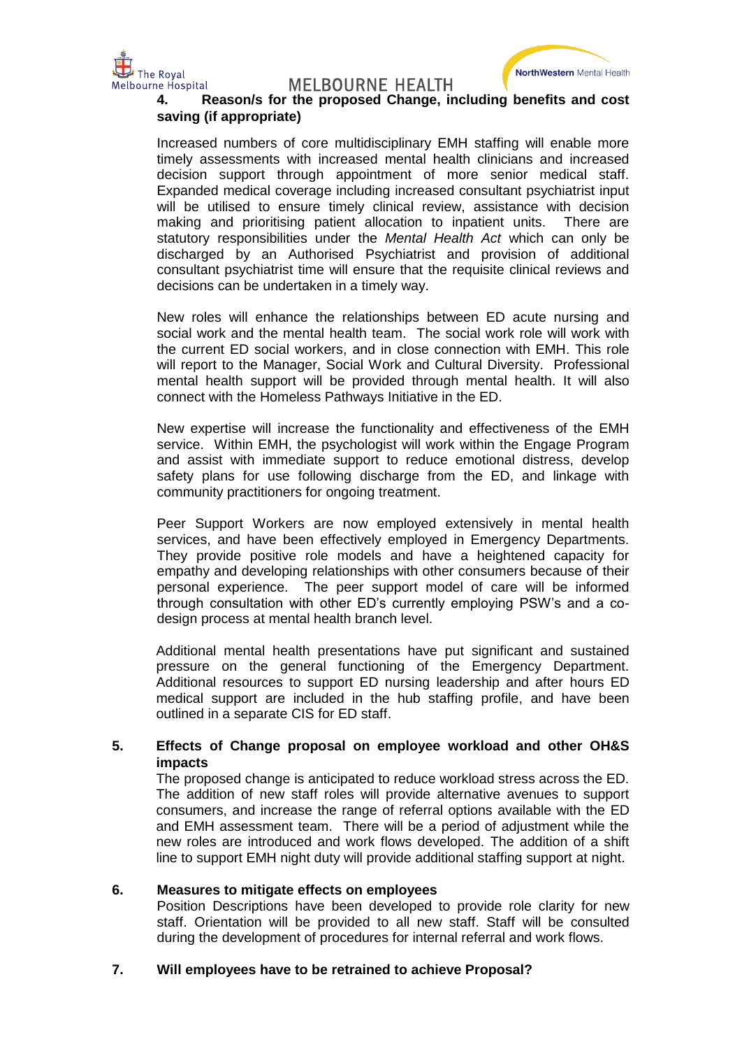**4. Reason/s for the proposed Change, including benefits and cost saving (if appropriate)**

Increased numbers of core multidisciplinary EMH staffing will enable more timely assessments with increased mental health clinicians and increased decision support through appointment of more senior medical staff. Expanded medical coverage including increased consultant psychiatrist input will be utilised to ensure timely clinical review, assistance with decision making and prioritising patient allocation to inpatient units. There are statutory responsibilities under the *Mental Health Act* which can only be discharged by an Authorised Psychiatrist and provision of additional consultant psychiatrist time will ensure that the requisite clinical reviews and decisions can be undertaken in a timely way.

New roles will enhance the relationships between ED acute nursing and social work and the mental health team. The social work role will work with the current ED social workers, and in close connection with EMH. This role will report to the Manager, Social Work and Cultural Diversity. Professional mental health support will be provided through mental health. It will also connect with the Homeless Pathways Initiative in the ED.

New expertise will increase the functionality and effectiveness of the EMH service. Within EMH, the psychologist will work within the Engage Program and assist with immediate support to reduce emotional distress, develop safety plans for use following discharge from the ED, and linkage with community practitioners for ongoing treatment.

Peer Support Workers are now employed extensively in mental health services, and have been effectively employed in Emergency Departments. They provide positive role models and have a heightened capacity for empathy and developing relationships with other consumers because of their personal experience. The peer support model of care will be informed through consultation with other ED's currently employing PSW's and a co-design process at mental health branch level.

Additional mental health presentations have put significant and sustained pressure on the general functioning of the Emergency Department. Additional resources to support ED nursing leadership and after hours ED medical support are included in the hub staffing profile, and have been outlined in a separate CIS for ED staff.

**5. Effects of Change proposal on employee workload and other OH&S impacts**

The proposed change is anticipated to reduce workload stress across the ED. The addition of new staff roles will provide alternative avenues to support consumers, and increase the range of referral options available with the ED and EMH assessment team. There will be a period of adjustment while the new roles are introduced and work flows developed. The addition of a shift line to support EMH night duty will provide additional staffing support at night.

**6. Measures to mitigate effects on employees**

Position Descriptions have been developed to provide role clarity for new staff. Orientation will be provided to all new staff. Staff will be consulted during the development of procedures for internal referral and work flows.

**7. Will employees have to be retrained to achieve Proposal?**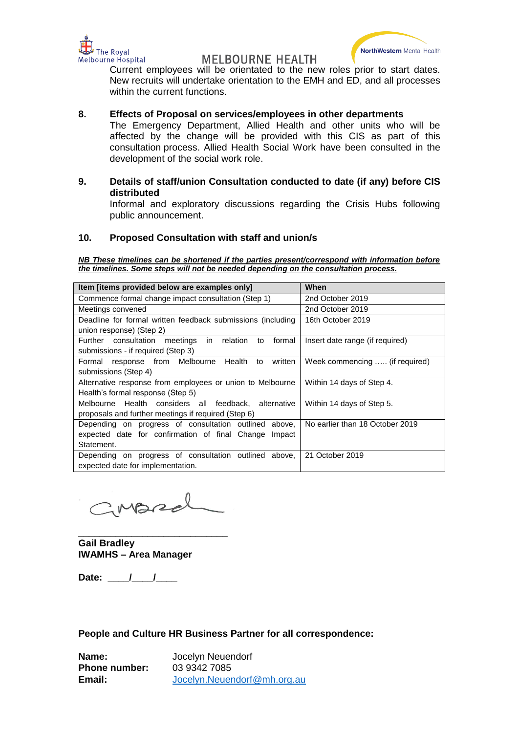Current employees will be orientated to the new roles prior to start dates. New recruits will undertake orientation to the EMH and ED, and all processes within the current functions.

**8. Effects of Proposal on services/employees in other departments**

The Emergency Department, Allied Health and other units who will be affected by the change will be provided with this CIS as part of this consultation process. Allied Health Social Work have been consulted in the development of the social work role.

**9. Details of staff/union Consultation conducted to date (if any) before CIS distributed**

Informal and exploratory discussions regarding the Crisis Hubs following public announcement.

**10. Proposed Consultation with staff and union/s**

***NB These timelines can be shortened if the parties present/correspond with information before the timelines. Some steps will not be needed depending on the consultation process.***

| Item [items provided below are examples only] | When |
|---|---|
| Commence formal change impact consultation (Step 1) | 2nd October 2019 |
| Meetings convened | 2nd October 2019 |
| Deadline for formal written feedback submissions (including union response) (Step 2) | 16th October 2019 |
| Further consultation meetings in relation to formal submissions - if required (Step 3) | Insert date range (if required) |
| Formal response from Melbourne Health to written submissions (Step 4) | Week commencing ….. (if required) |
| Alternative response from employees or union to Melbourne Health's formal response (Step 5) | Within 14 days of Step 4. |
| Melbourne Health considers all feedback, alternative proposals and further meetings if required (Step 6) | Within 14 days of Step 5. |
| Depending on progress of consultation outlined above, expected date for confirmation of final Change Impact Statement. | No earlier than 18 October 2019 |
| Depending on progress of consultation outlined above, expected date for implementation. | 21 October 2019 |

_____________________________

**Gail Bradley**
**IWAMHS – Area Manager**

**Date: \_\_\_\_/\_\_\_\_/\_\_\_\_**

**People and Culture HR Business Partner for all correspondence:**

**Name:** Jocelyn Neuendorf
**Phone number:** 03 9342 7085
**Email:** Jocelyn.Neuendorf@mh.org.au